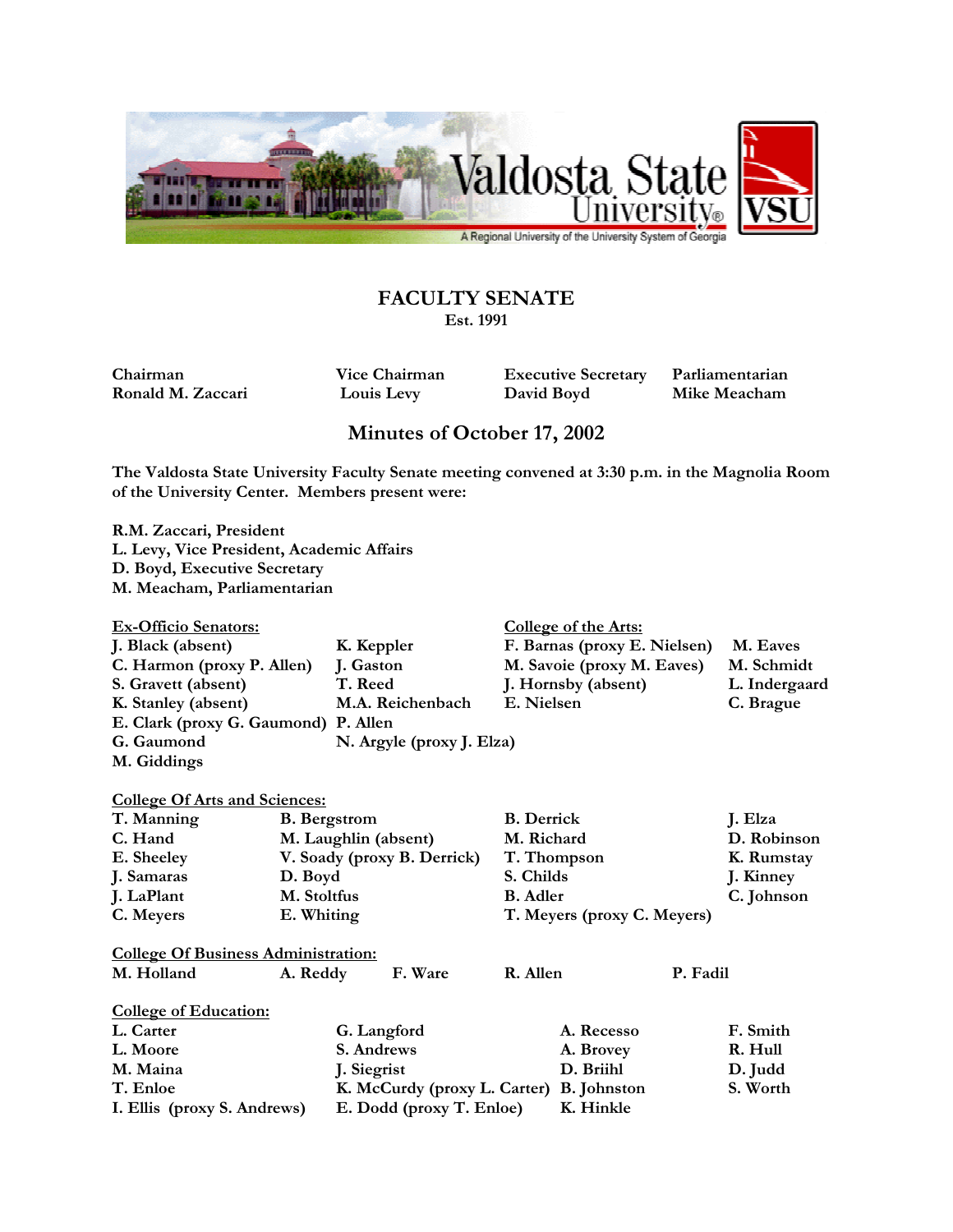# FACULTY SENATE

Est. 1991

| Chairman | Vice Chairman | Executive Secretary | Parliamentarian |
|---|---|---|---|
| Ronald M. Zaccari | Louis Levy | David Boyd | Mike Meacham |

## Minutes of October 17, 2002

**The Valdosta State University Faculty Senate meeting convened at 3:30 p.m. in the Magnolia Room of the University Center. Members present were:**

**R.M. Zaccari, President**
**L. Levy, Vice President, Academic Affairs**
**D. Boyd, Executive Secretary**
**M. Meacham, Parliamentarian**

**Ex-Officio Senators:**

| | |
|---|---|
| J. Black (absent) | K. Keppler |
| C. Harmon (proxy P. Allen) | J. Gaston |
| S. Gravett (absent) | T. Reed |
| K. Stanley (absent) | M.A. Reichenbach |
| E. Clark (proxy G. Gaumond) | P. Allen |
| G. Gaumond | N. Argyle (proxy J. Elza) |
| M. Giddings | |

**College of the Arts:**

| | |
|---|---|
| F. Barnas (proxy E. Nielsen) | M. Eaves |
| M. Savoie (proxy M. Eaves) | M. Schmidt |
| J. Hornsby (absent) | L. Indergaard |
| E. Nielsen | C. Brague |

**College Of Arts and Sciences:**

| | | | |
|---|---|---|---|
| T. Manning | B. Bergstrom | B. Derrick | J. Elza |
| C. Hand | M. Laughlin (absent) | M. Richard | D. Robinson |
| E. Sheeley | V. Soady (proxy B. Derrick) | T. Thompson | K. Rumstay |
| J. Samaras | D. Boyd | S. Childs | J. Kinney |
| J. LaPlant | M. Stoltfus | B. Adler | C. Johnson |
| C. Meyers | E. Whiting | T. Meyers (proxy C. Meyers) | |

**College Of Business Administration:**

| | | | | |
|---|---|---|---|---|
| M. Holland | A. Reddy | F. Ware | R. Allen | P. Fadil |

**College of Education:**

| | | | |
|---|---|---|---|
| L. Carter | G. Langford | A. Recesso | F. Smith |
| L. Moore | S. Andrews | A. Brovey | R. Hull |
| M. Maina | J. Siegrist | D. Briihl | D. Judd |
| T. Enloe | K. McCurdy (proxy L. Carter) | B. Johnston | S. Worth |
| I. Ellis (proxy S. Andrews) | E. Dodd (proxy T. Enloe) | K. Hinkle | |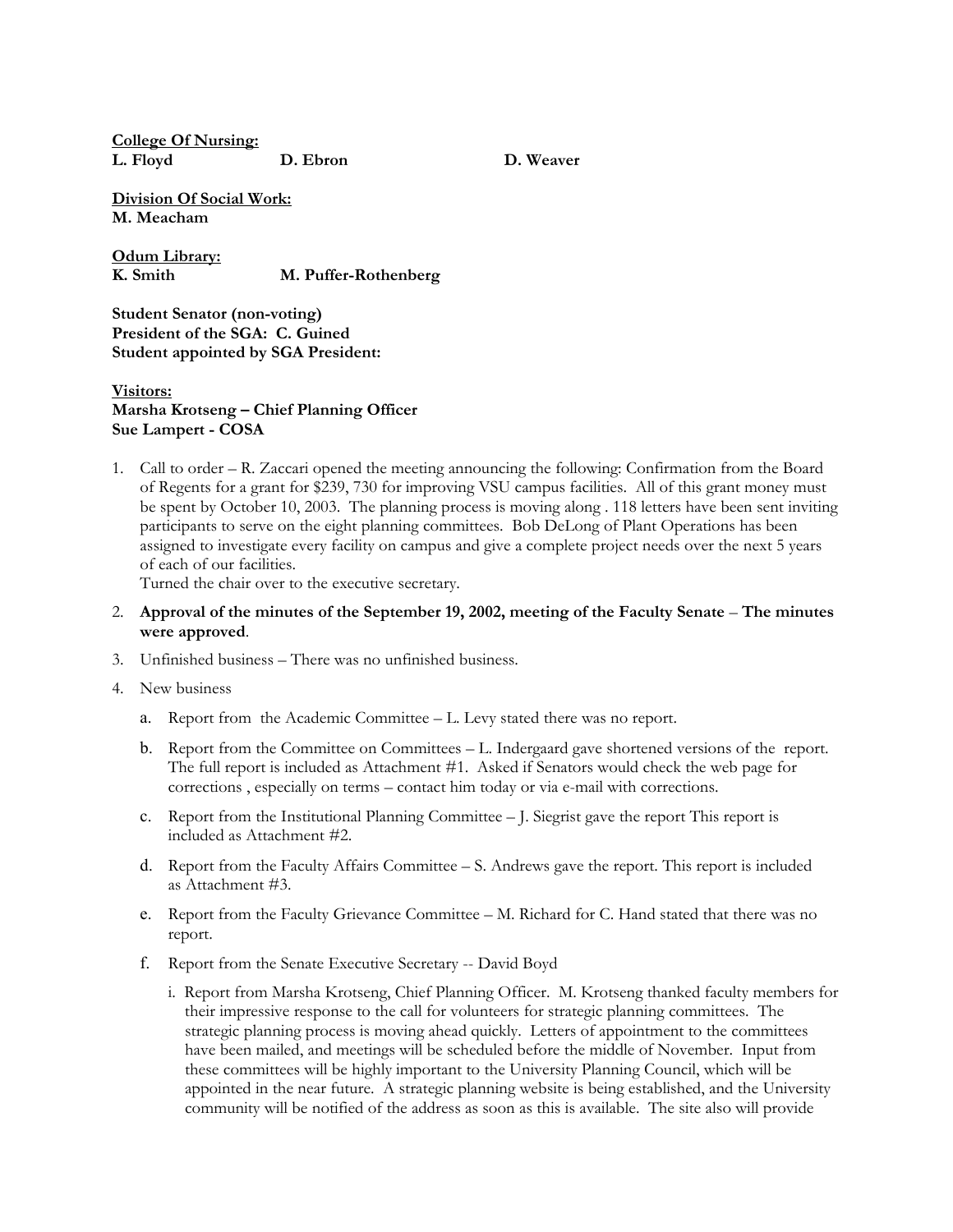**College Of Nursing:**
**L. Floyd** **D. Ebron** **D. Weaver**

**Division Of Social Work:**
**M. Meacham**

**Odum Library:**
**K. Smith** **M. Puffer-Rothenberg**

**Student Senator (non-voting)**
**President of the SGA: C. Guined**
**Student appointed by SGA President:**

**Visitors:**
**Marsha Krotseng – Chief Planning Officer**
**Sue Lampert - COSA**

1. Call to order – R. Zaccari opened the meeting announcing the following: Confirmation from the Board of Regents for a grant for $239, 730 for improving VSU campus facilities. All of this grant money must be spent by October 10, 2003. The planning process is moving along . 118 letters have been sent inviting participants to serve on the eight planning committees. Bob DeLong of Plant Operations has been assigned to investigate every facility on campus and give a complete project needs over the next 5 years of each of our facilities.
   Turned the chair over to the executive secretary.
2. **Approval of the minutes of the September 19, 2002, meeting of the Faculty Senate** – **The minutes were approved**.
3. Unfinished business – There was no unfinished business.
4. New business
   a. Report from the Academic Committee – L. Levy stated there was no report.
   b. Report from the Committee on Committees – L. Indergaard gave shortened versions of the report. The full report is included as Attachment #1. Asked if Senators would check the web page for corrections , especially on terms – contact him today or via e-mail with corrections.
   c. Report from the Institutional Planning Committee – J. Siegrist gave the report This report is included as Attachment #2.
   d. Report from the Faculty Affairs Committee – S. Andrews gave the report. This report is included as Attachment #3.
   e. Report from the Faculty Grievance Committee – M. Richard for C. Hand stated that there was no report.
   f. Report from the Senate Executive Secretary -- David Boyd
      i. Report from Marsha Krotseng, Chief Planning Officer. M. Krotseng thanked faculty members for their impressive response to the call for volunteers for strategic planning committees. The strategic planning process is moving ahead quickly. Letters of appointment to the committees have been mailed, and meetings will be scheduled before the middle of November. Input from these committees will be highly important to the University Planning Council, which will be appointed in the near future. A strategic planning website is being established, and the University community will be notified of the address as soon as this is available. The site also will provide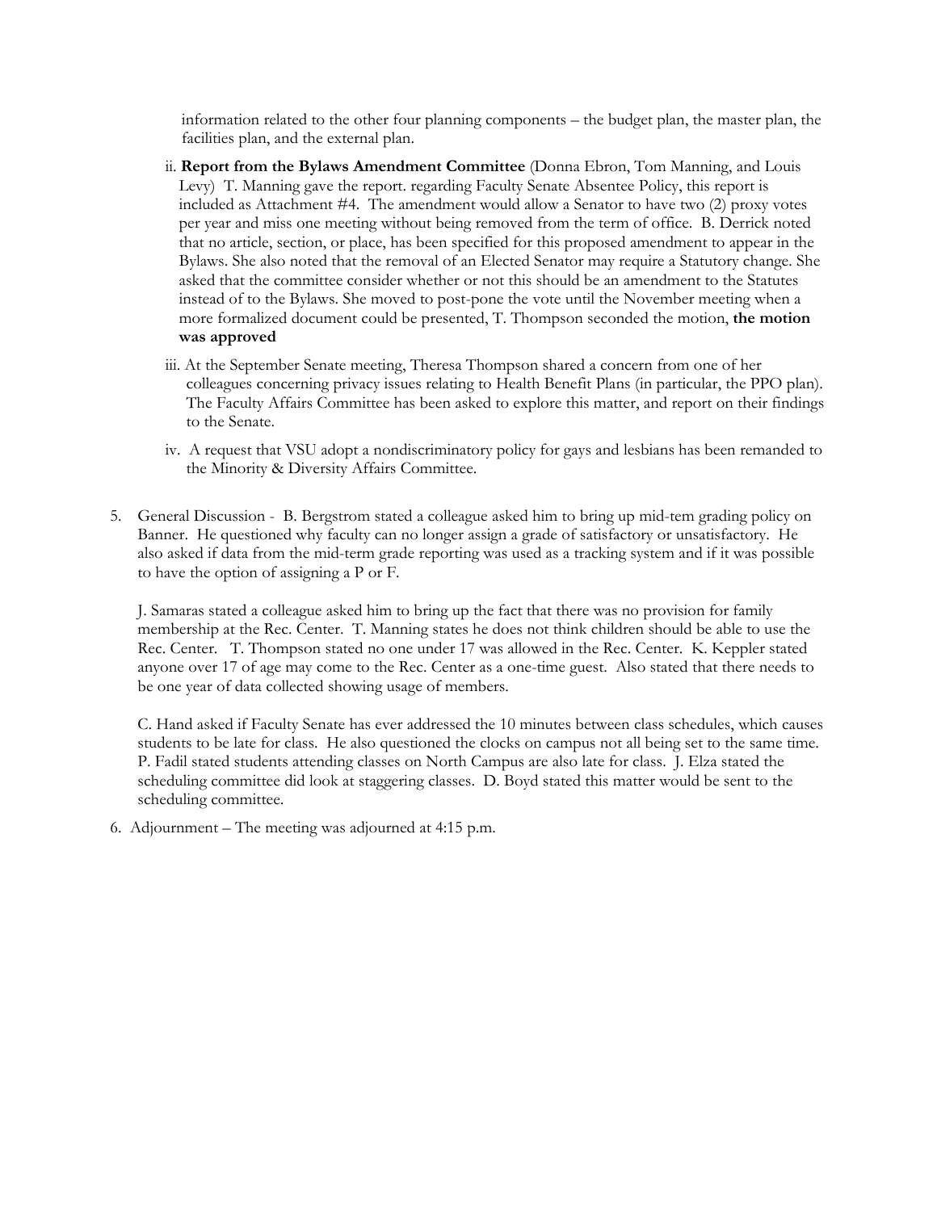information related to the other four planning components – the budget plan, the master plan, the facilities plan, and the external plan.

ii. **Report from the Bylaws Amendment Committee** (Donna Ebron, Tom Manning, and Louis Levy) T. Manning gave the report. regarding Faculty Senate Absentee Policy, this report is included as Attachment #4. The amendment would allow a Senator to have two (2) proxy votes per year and miss one meeting without being removed from the term of office. B. Derrick noted that no article, section, or place, has been specified for this proposed amendment to appear in the Bylaws. She also noted that the removal of an Elected Senator may require a Statutory change. She asked that the committee consider whether or not this should be an amendment to the Statutes instead of to the Bylaws. She moved to post-pone the vote until the November meeting when a more formalized document could be presented, T. Thompson seconded the motion, **the motion was approved**

iii. At the September Senate meeting, Theresa Thompson shared a concern from one of her colleagues concerning privacy issues relating to Health Benefit Plans (in particular, the PPO plan). The Faculty Affairs Committee has been asked to explore this matter, and report on their findings to the Senate.

iv. A request that VSU adopt a nondiscriminatory policy for gays and lesbians has been remanded to the Minority & Diversity Affairs Committee.

5. General Discussion - B. Bergstrom stated a colleague asked him to bring up mid-tem grading policy on Banner. He questioned why faculty can no longer assign a grade of satisfactory or unsatisfactory. He also asked if data from the mid-term grade reporting was used as a tracking system and if it was possible to have the option of assigning a P or F.

   J. Samaras stated a colleague asked him to bring up the fact that there was no provision for family membership at the Rec. Center. T. Manning states he does not think children should be able to use the Rec. Center. T. Thompson stated no one under 17 was allowed in the Rec. Center. K. Keppler stated anyone over 17 of age may come to the Rec. Center as a one-time guest. Also stated that there needs to be one year of data collected showing usage of members.

   C. Hand asked if Faculty Senate has ever addressed the 10 minutes between class schedules, which causes students to be late for class. He also questioned the clocks on campus not all being set to the same time. P. Fadil stated students attending classes on North Campus are also late for class. J. Elza stated the scheduling committee did look at staggering classes. D. Boyd stated this matter would be sent to the scheduling committee.

6. Adjournment – The meeting was adjourned at 4:15 p.m.